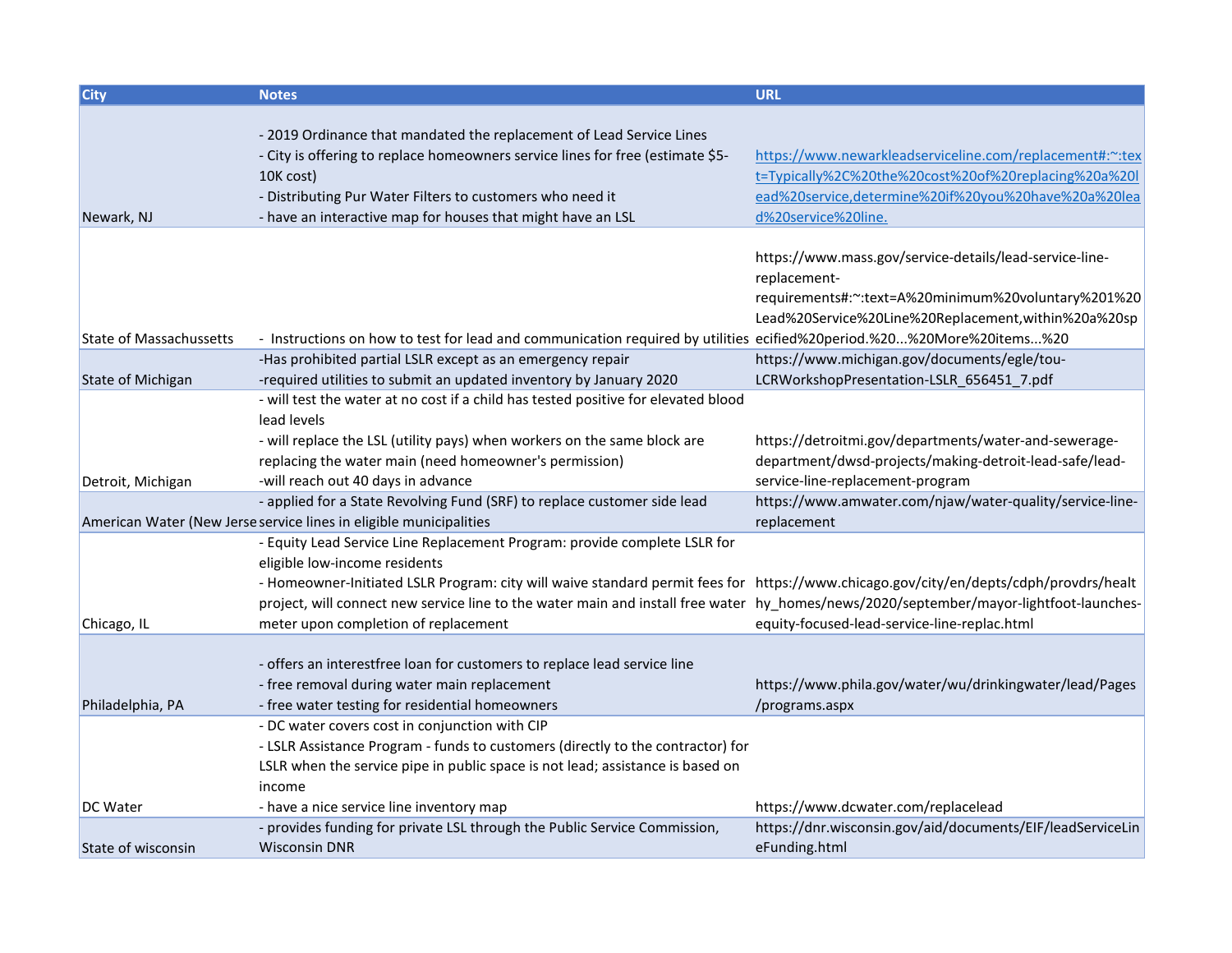| City | Notes | URL |
|---|---|---|
| Newark, NJ | - 2019 Ordinance that mandated the replacement of Lead Service Lines<br>- City is offering to replace homeowners service lines for free (estimate $5-10K cost)<br>- Distributing Pur Water Filters to customers who need it<br>- have an interactive map for houses that might have an LSL | https://www.newarkleadserviceline.com/replacement#:~:text=Typically%2C%20the%20cost%20of%20replacing%20a%20lead%20service,determine%20if%20you%20have%20a%20lead%20service%20line. |
| State of Massachussetts | - Instructions on how to test for lead and communication required by utilities | https://www.mass.gov/service-details/lead-service-line-replacement-requirements#:~:text=A%20minimum%20voluntary%201%20Lead%20Service%20Line%20Replacement,within%20a%20specified%20period.%20...%20More%20items...%20 |
| State of Michigan | -Has prohibited partial LSLR except as an emergency repair<br>-required utilities to submit an updated inventory by January 2020 | https://www.michigan.gov/documents/egle/tou-LCRWorkshopPresentation-LSLR_656451_7.pdf |
| Detroit, Michigan | - will test the water at no cost if a child has tested positive for elevated blood lead levels<br>- will replace the LSL (utility pays) when workers on the same block are replacing the water main (need homeowner's permission)<br>-will reach out 40 days in advance | https://detroitmi.gov/departments/water-and-sewerage-department/dwsd-projects/making-detroit-lead-safe/lead-service-line-replacement-program |
| American Water (New Jerse | - applied for a State Revolving Fund (SRF) to replace customer side lead service lines in eligible municipalities | https://www.amwater.com/njaw/water-quality/service-line-replacement |
| Chicago, IL | - Equity Lead Service Line Replacement Program: provide complete LSLR for eligible low-income residents<br>- Homeowner-Initiated LSLR Program: city will waive standard permit fees for project, will connect new service line to the water main and install free water meter upon completion of replacement | https://www.chicago.gov/city/en/depts/cdph/provdrs/healthy_homes/news/2020/september/mayor-lightfoot-launches-equity-focused-lead-service-line-replac.html |
| Philadelphia, PA | - offers an interestfree loan for customers to replace lead service line<br>- free removal during water main replacement<br>- free water testing for residential homeowners | https://www.phila.gov/water/wu/drinkingwater/lead/Pages/programs.aspx |
| DC Water | - DC water covers cost in conjunction with CIP<br>- LSLR Assistance Program - funds to customers (directly to the contractor) for LSLR when the service pipe in public space is not lead; assistance is based on income<br>- have a nice service line inventory map | https://www.dcwater.com/replacelead |
| State of wisconsin | - provides funding for private LSL through the Public Service Commission, Wisconsin DNR | https://dnr.wisconsin.gov/aid/documents/EIF/leadServiceLineFunding.html |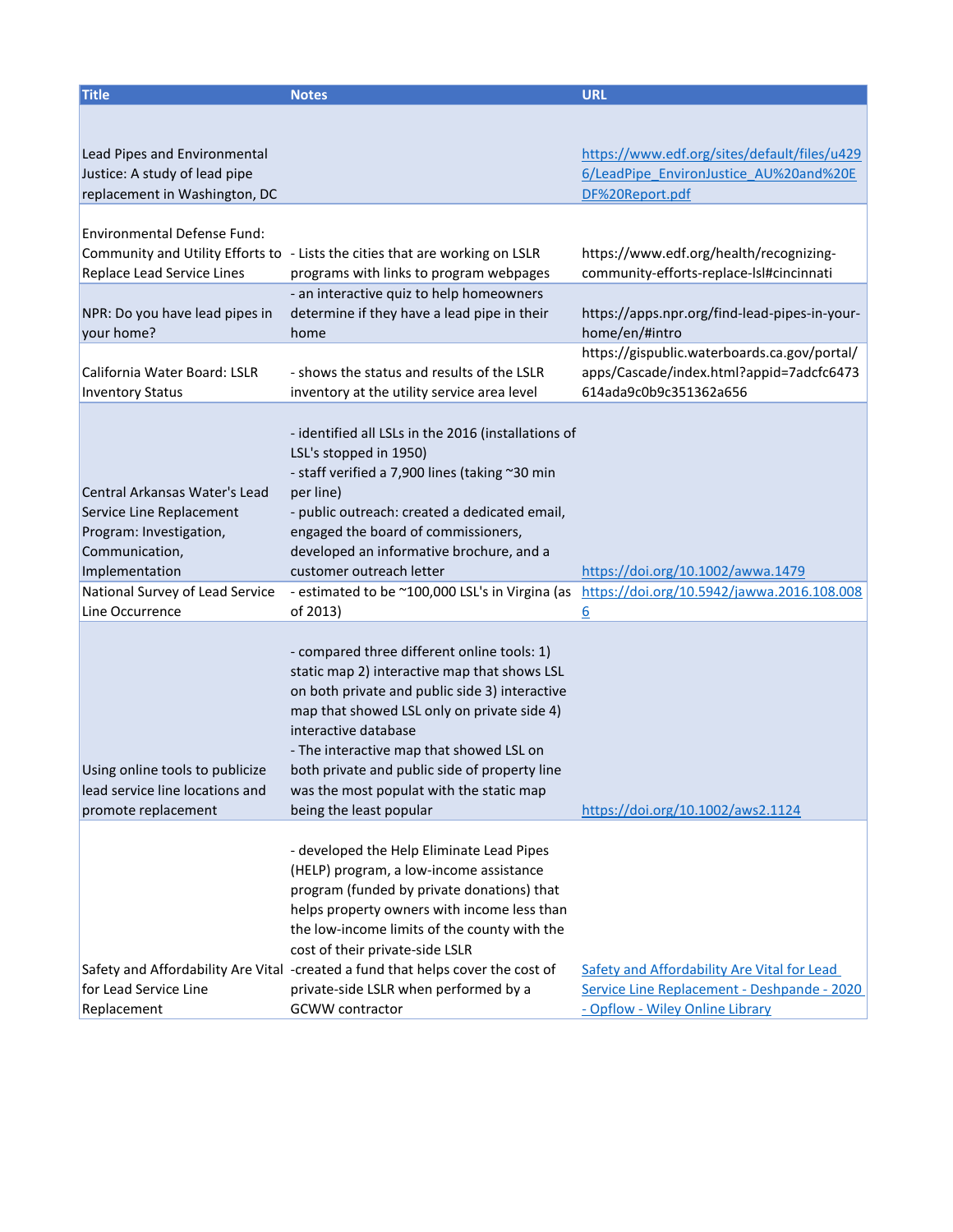| Title | Notes | URL |
|---|---|---|
| Lead Pipes and Environmental Justice: A study of lead pipe replacement in Washington, DC | | https://www.edf.org/sites/default/files/u4296/LeadPipe_EnvironJustice_AU%20and%20EDF%20Report.pdf |
| Environmental Defense Fund: Community and Utility Efforts to Replace Lead Service Lines | - Lists the cities that are working on LSLR programs with links to program webpages | https://www.edf.org/health/recognizing-community-efforts-replace-lsl#cincinnati |
| NPR: Do you have lead pipes in your home? | - an interactive quiz to help homeowners determine if they have a lead pipe in their home | https://apps.npr.org/find-lead-pipes-in-your-home/en/#intro |
| California Water Board: LSLR Inventory Status | - shows the status and results of the LSLR inventory at the utility service area level | https://gispublic.waterboards.ca.gov/portal/apps/Cascade/index.html?appid=7adcfc6473614ada9c0b9c351362a656 |
| Central Arkansas Water's Lead Service Line Replacement Program: Investigation, Communication, Implementation | - identified all LSLs in the 2016 (installations of LSL's stopped in 1950)<br>- staff verified a 7,900 lines (taking ~30 min per line)<br>- public outreach: created a dedicated email, engaged the board of commissioners, developed an informative brochure, and a customer outreach letter | https://doi.org/10.1002/awwa.1479 |
| National Survey of Lead Service Line Occurrence | - estimated to be ~100,000 LSL's in Virgina (as of 2013) | https://doi.org/10.5942/jawwa.2016.108.0086 |
| Using online tools to publicize lead service line locations and promote replacement | - compared three different online tools: 1) static map 2) interactive map that shows LSL on both private and public side 3) interactive map that showed LSL only on private side 4) interactive database<br>- The interactive map that showed LSL on both private and public side of property line was the most populat with the static map being the least popular | https://doi.org/10.1002/aws2.1124 |
| Safety and Affordability Are Vital for Lead Service Line Replacement | - developed the Help Eliminate Lead Pipes (HELP) program, a low-income assistance program (funded by private donations) that helps property owners with income less than the low-income limits of the county with the cost of their private-side LSLR<br>-created a fund that helps cover the cost of private-side LSLR when performed by a GCWW contractor | Safety and Affordability Are Vital for Lead Service Line Replacement - Deshpande - 2020 - Opflow - Wiley Online Library |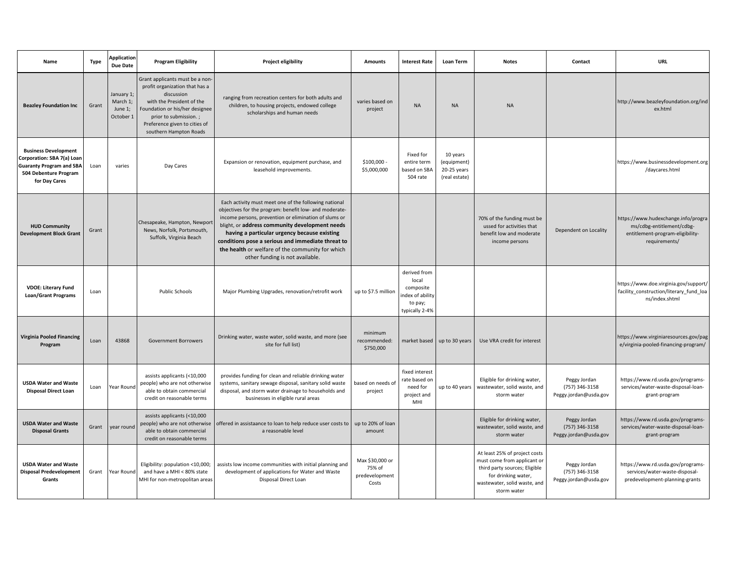| Name | Type | Application Due Date | Program Eligibility | Project eligibility | Amounts | Interest Rate | Loan Term | Notes | Contact | URL |
|---|---|---|---|---|---|---|---|---|---|---|
| **Beazley Foundation Inc** | Grant | January 1; March 1; June 1; October 1 | Grant applicants must be a non-profit organization that has a discussion with the President of the Foundation or his/her designee prior to submission. ; Preference given to cities of southern Hampton Roads | ranging from recreation centers for both adults and children, to housing projects, endowed college scholarships and human needs | varies based on project | NA | NA | NA | | http://www.beazleyfoundation.org/index.html |
| **Business Development Corporation: SBA 7(a) Loan Guaranty Program and SBA 504 Debenture Program for Day Cares** | Loan | varies | Day Cares | Expansion or renovation, equipment purchase, and leasehold improvements. | \$100,000 - \$5,000,000 | Fixed for entire term based on SBA 504 rate | 10 years (equipment) 20-25 years (real estate) | | | https://www.businessdevelopment.org/daycares.html |
| **HUD Community Development Block Grant** | Grant | | Chesapeake, Hampton, Newport News, Norfolk, Portsmouth, Suffolk, Virginia Beach | Each activity must meet one of the following national objectives for the program: benefit low- and moderate-income persons, prevention or elimination of slums or blight, or **address community development needs having a particular urgency because existing conditions pose a serious and immediate threat to the health** or welfare of the community for which other funding is not available. | | | | 70% of the funding must be ussed for activities that benefit low and moderate income persons | Dependent on Locality | https://www.hudexchange.info/programs/cdbg-entitlement/cdbg-entitlement-program-eligibility-requirements/ |
| **VDOE: Literary Fund Loan/Grant Programs** | Loan | | Public Schools | Major Plumbing Upgrades, renovation/retrofit work | up to \$7.5 million | derived from local composite index of ability to pay; typically 2-4% | | | | https://www.doe.virginia.gov/support/facility_construction/literary_fund_loans/index.shtml |
| **Virginia Pooled Financing Program** | Loan | 43868 | Government Borrowers | Drinking water, waste water, solid waste, and more (see site for full list) | minimum recommended: \$750,000 | market based | up to 30 years | Use VRA credit for interest | | https://www.virginiaresources.gov/page/virginia-pooled-financing-program/ |
| **USDA Water and Waste Disposal Direct Loan** | Loan | Year Round | assists applicants (<10,000 people) who are not otherwise able to obtain commercial credit on reasonable terms | provides funding for clean and reliable drinking water systems, sanitary sewage disposal, sanitary solid waste disposal, and storm water drainage to households and businesses in eligible rural areas | based on needs of project | fixed interest rate based on need for project and MHI | up to 40 years | Eligible for drinking water, wastewater, solid waste, and storm water | Peggy Jordan (757) 346-3158 Peggy.jordan@usda.gov | https://www.rd.usda.gov/programs-services/water-waste-disposal-loan-grant-program |
| **USDA Water and Waste Disposal Grants** | Grant | year round | assists applicants (<10,000 people) who are not otherwise able to obtain commercial credit on reasonable terms | offered in assistaance to loan to help reduce user costs to a reasonable level | up to 20% of loan amount | | | Eligible for drinking water, wastewater, solid waste, and storm water | Peggy Jordan (757) 346-3158 Peggy.jordan@usda.gov | https://www.rd.usda.gov/programs-services/water-waste-disposal-loan-grant-program |
| **USDA Water and Waste Disposal Predevelopment Grants** | Grant | Year Round | Eligibility: population <10,000; and have a MHI < 80% state MHI for non-metropolitan areas | assists low income communities with initial planning and development of applications for Water and Waste Disposal Direct Loan | Max \$30,000 or 75% of predevelopment Costs | | | At least 25% of project costs must come from applicant or third party sources; Eligible for drinking water, wastewater, solid waste, and storm water | Peggy Jordan (757) 346-3158 Peggy.jordan@usda.gov | https://www.rd.usda.gov/programs-services/water-waste-disposal-predevelopment-planning-grants |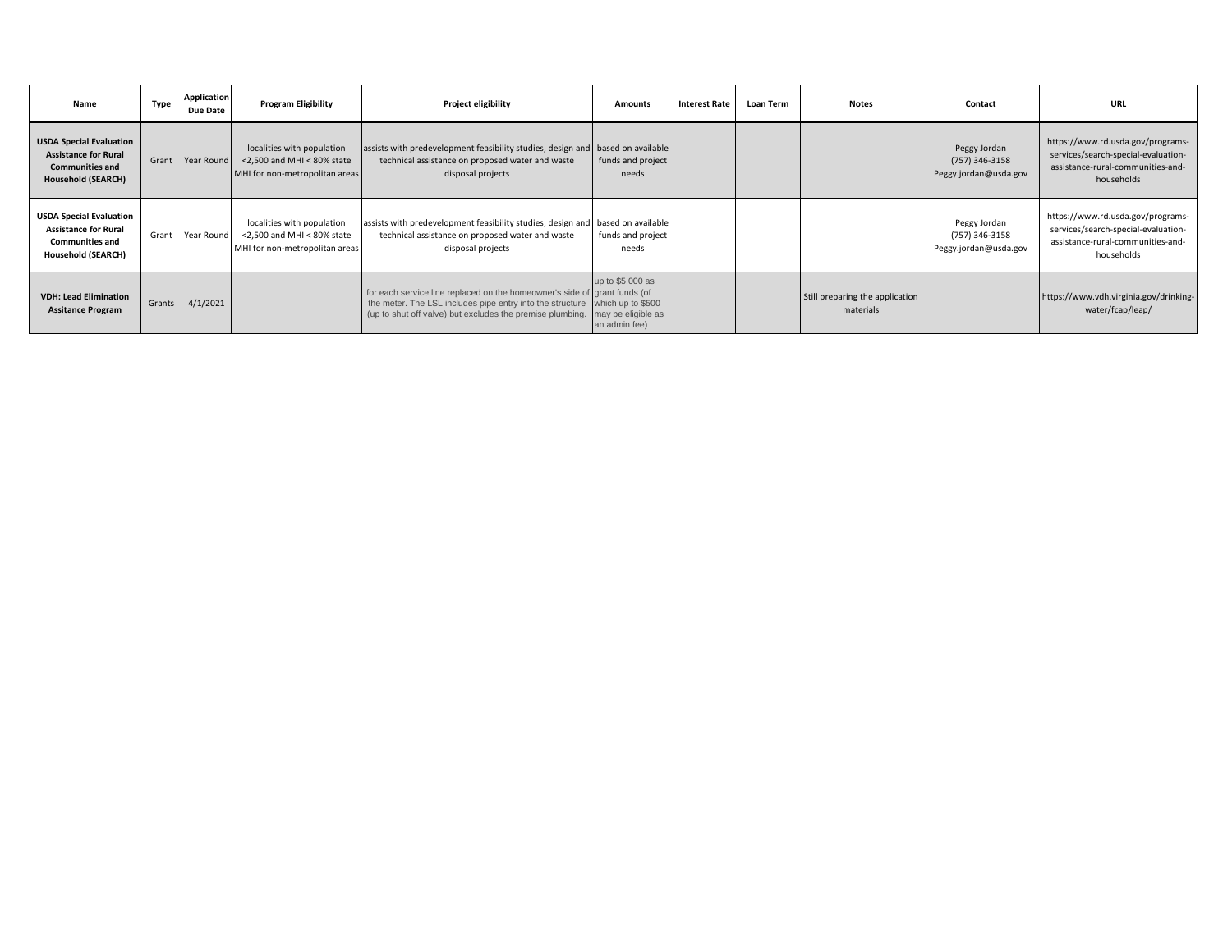| Name | Type | Application Due Date | Program Eligibility | Project eligibility | Amounts | Interest Rate | Loan Term | Notes | Contact | URL |
|---|---|---|---|---|---|---|---|---|---|---|
| **USDA Special Evaluation Assistance for Rural Communities and Household (SEARCH)** | Grant | Year Round | localities with population <2,500 and MHI < 80% state MHI for non-metropolitan areas | assists with predevelopment feasibility studies, design and technical assistance on proposed water and waste disposal projects | based on available funds and project needs | | | | Peggy Jordan (757) 346-3158 Peggy.jordan@usda.gov | https://www.rd.usda.gov/programs-services/search-special-evaluation-assistance-rural-communities-and-households |
| **USDA Special Evaluation Assistance for Rural Communities and Household (SEARCH)** | Grant | Year Round | localities with population <2,500 and MHI < 80% state MHI for non-metropolitan areas | assists with predevelopment feasibility studies, design and technical assistance on proposed water and waste disposal projects | based on available funds and project needs | | | | Peggy Jordan (757) 346-3158 Peggy.jordan@usda.gov | https://www.rd.usda.gov/programs-services/search-special-evaluation-assistance-rural-communities-and-households |
| **VDH: Lead Elimination Assitance Program** | Grants | 4/1/2021 | | for each service line replaced on the homeowner's side of the meter. The LSL includes pipe entry into the structure (up to shut off valve) but excludes the premise plumbing. | up to $5,000 as grant funds (of which up to $500 may be eligible as an admin fee) | | | Still preparing the application materials | | https://www.vdh.virginia.gov/drinking-water/fcap/leap/ |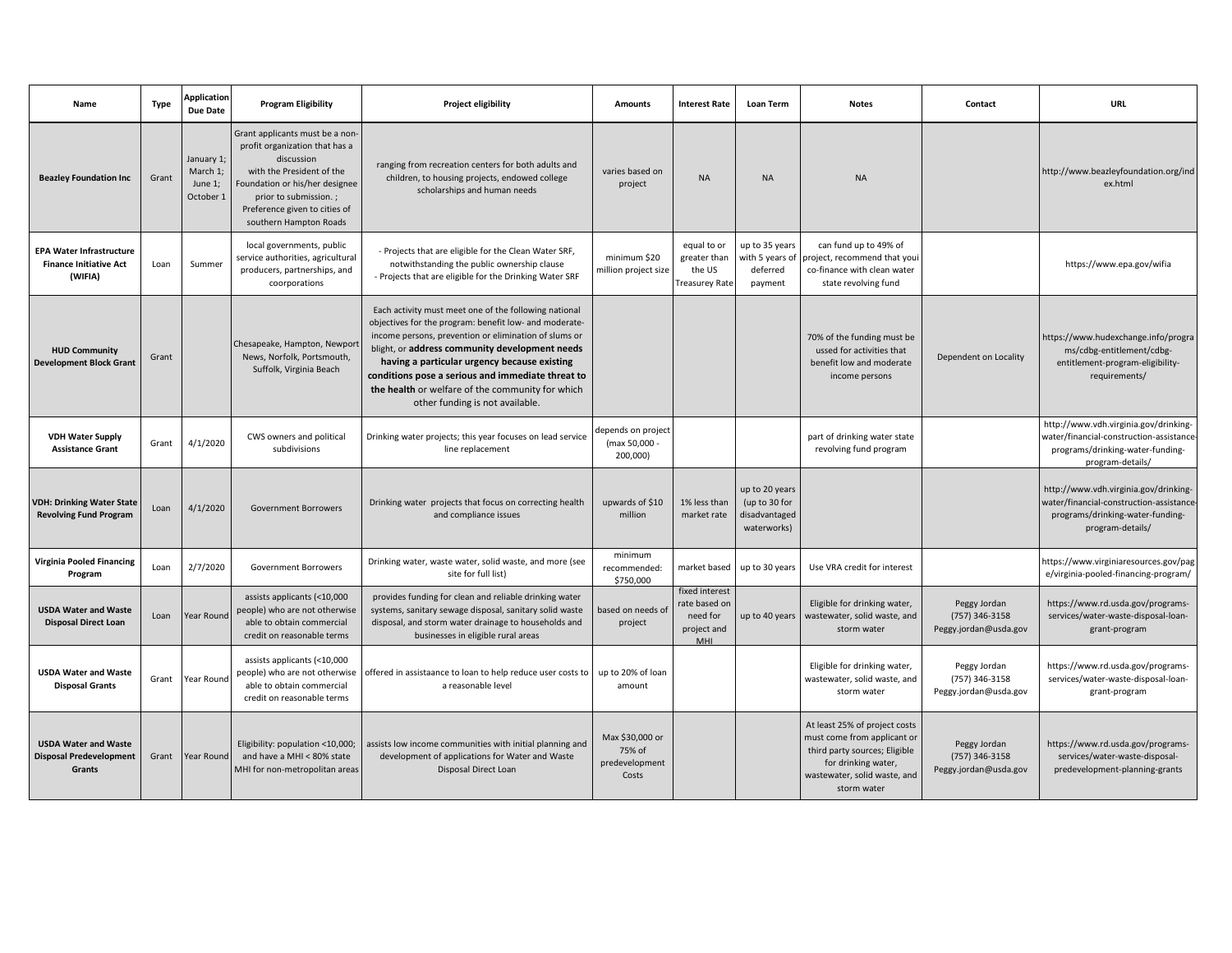| Name | Type | Application Due Date | Program Eligibility | Project eligibility | Amounts | Interest Rate | Loan Term | Notes | Contact | URL |
|---|---|---|---|---|---|---|---|---|---|---|
| **Beazley Foundation Inc** | Grant | January 1; March 1; June 1; October 1 | Grant applicants must be a non-profit organization that has a discussion with the President of the Foundation or his/her designee prior to submission. ; Preference given to cities of southern Hampton Roads | ranging from recreation centers for both adults and children, to housing projects, endowed college scholarships and human needs | varies based on project | NA | NA | NA | | http://www.beazleyfoundation.org/index.html |
| **EPA Water Infrastructure Finance Initiative Act (WIFIA)** | Loan | Summer | local governments, public service authorities, agricultural producers, partnerships, and coorporations | - Projects that are eligible for the Clean Water SRF, notwithstanding the public ownership clause<br>- Projects that are eligible for the Drinking Water SRF | minimum $20 million project size | equal to or greater than the US Treasurey Rate | up to 35 years with 5 years of deferred payment | can fund up to 49% of project, recommend that youi co-finance with clean water state revolving fund | | https://www.epa.gov/wifia |
| **HUD Community Development Block Grant** | Grant | | Chesapeake, Hampton, Newport News, Norfolk, Portsmouth, Suffolk, Virginia Beach | Each activity must meet one of the following national objectives for the program: benefit low- and moderate-income persons, prevention or elimination of slums or blight, or **address community development needs having a particular urgency because existing conditions pose a serious and immediate threat to the health** or welfare of the community for which other funding is not available. | | | | 70% of the funding must be ussed for activities that benefit low and moderate income persons | Dependent on Locality | https://www.hudexchange.info/programs/cdbg-entitlement/cdbg-entitlement-program-eligibility-requirements/ |
| **VDH Water Supply Assistance Grant** | Grant | 4/1/2020 | CWS owners and political subdivisions | Drinking water projects; this year focuses on lead service line replacement | depends on project (max 50,000 - 200,000) | | | part of drinking water state revolving fund program | | http://www.vdh.virginia.gov/drinking-water/financial-construction-assistance-programs/drinking-water-funding-program-details/ |
| **VDH: Drinking Water State Revolving Fund Program** | Loan | 4/1/2020 | Government Borrowers | Drinking water projects that focus on correcting health and compliance issues | upwards of $10 million | 1% less than market rate | up to 20 years (up to 30 for disadvantaged waterworks) | | | http://www.vdh.virginia.gov/drinking-water/financial-construction-assistance-programs/drinking-water-funding-program-details/ |
| **Virginia Pooled Financing Program** | Loan | 2/7/2020 | Government Borrowers | Drinking water, waste water, solid waste, and more (see site for full list) | minimum recommended: $750,000 | market based | up to 30 years | Use VRA credit for interest | | https://www.virginiaresources.gov/page/virginia-pooled-financing-program/ |
| **USDA Water and Waste Disposal Direct Loan** | Loan | Year Round | assists applicants (<10,000 people) who are not otherwise able to obtain commercial credit on reasonable terms | provides funding for clean and reliable drinking water systems, sanitary sewage disposal, sanitary solid waste disposal, and storm water drainage to households and businesses in eligible rural areas | based on needs of project | fixed interest rate based on need for project and MHI | up to 40 years | Eligible for drinking water, wastewater, solid waste, and storm water | Peggy Jordan (757) 346-3158 Peggy.jordan@usda.gov | https://www.rd.usda.gov/programs-services/water-waste-disposal-loan-grant-program |
| **USDA Water and Waste Disposal Grants** | Grant | Year Round | assists applicants (<10,000 people) who are not otherwise able to obtain commercial credit on reasonable terms | offered in assistaance to loan to help reduce user costs to a reasonable level | up to 20% of loan amount | | | Eligible for drinking water, wastewater, solid waste, and storm water | Peggy Jordan (757) 346-3158 Peggy.jordan@usda.gov | https://www.rd.usda.gov/programs-services/water-waste-disposal-loan-grant-program |
| **USDA Water and Waste Disposal Predevelopment Grants** | Grant | Year Round | Eligibility: population <10,000; and have a MHI < 80% state MHI for non-metropolitan areas | assists low income communities with initial planning and development of applications for Water and Waste Disposal Direct Loan | Max $30,000 or 75% of predevelopment Costs | | | At least 25% of project costs must come from applicant or third party sources; Eligible for drinking water, wastewater, solid waste, and storm water | Peggy Jordan (757) 346-3158 Peggy.jordan@usda.gov | https://www.rd.usda.gov/programs-services/water-waste-disposal-predevelopment-planning-grants |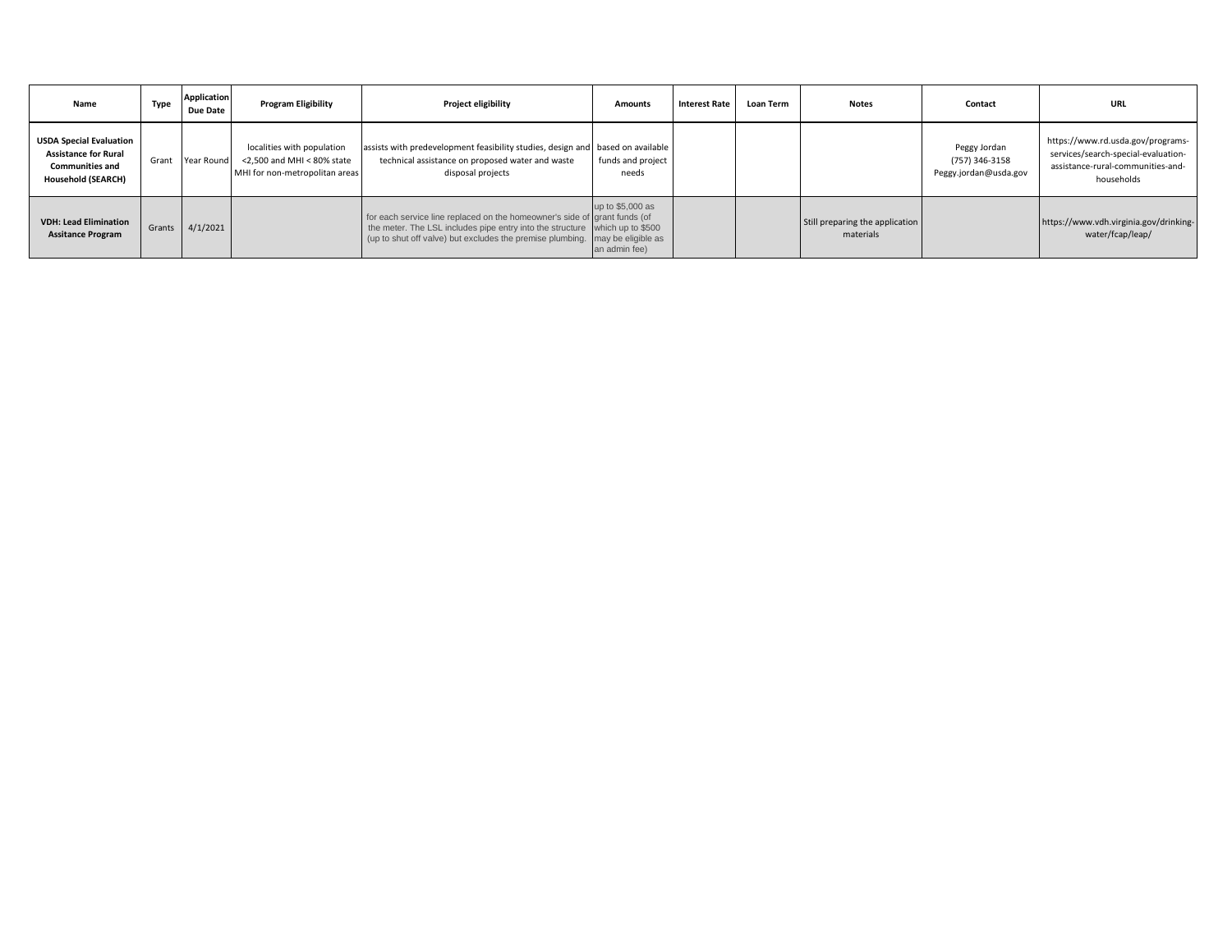| Name | Type | Application Due Date | Program Eligibility | Project eligibility | Amounts | Interest Rate | Loan Term | Notes | Contact | URL |
|---|---|---|---|---|---|---|---|---|---|---|
| **USDA Special Evaluation Assistance for Rural Communities and Household (SEARCH)** | Grant | Year Round | localities with population <2,500 and MHI < 80% state MHI for non-metropolitan areas | assists with predevelopment feasibility studies, design and technical assistance on proposed water and waste disposal projects | based on available funds and project needs | | | | Peggy Jordan (757) 346-3158 Peggy.jordan@usda.gov | https://www.rd.usda.gov/programs-services/search-special-evaluation-assistance-rural-communities-and-households |
| **VDH: Lead Elimination Assitance Program** | Grants | 4/1/2021 | | for each service line replaced on the homeowner's side of the meter. The LSL includes pipe entry into the structure (up to shut off valve) but excludes the premise plumbing. | up to $5,000 as grant funds (of which up to $500 may be eligible as an admin fee) | | | Still preparing the application materials | | https://www.vdh.virginia.gov/drinking-water/fcap/leap/ |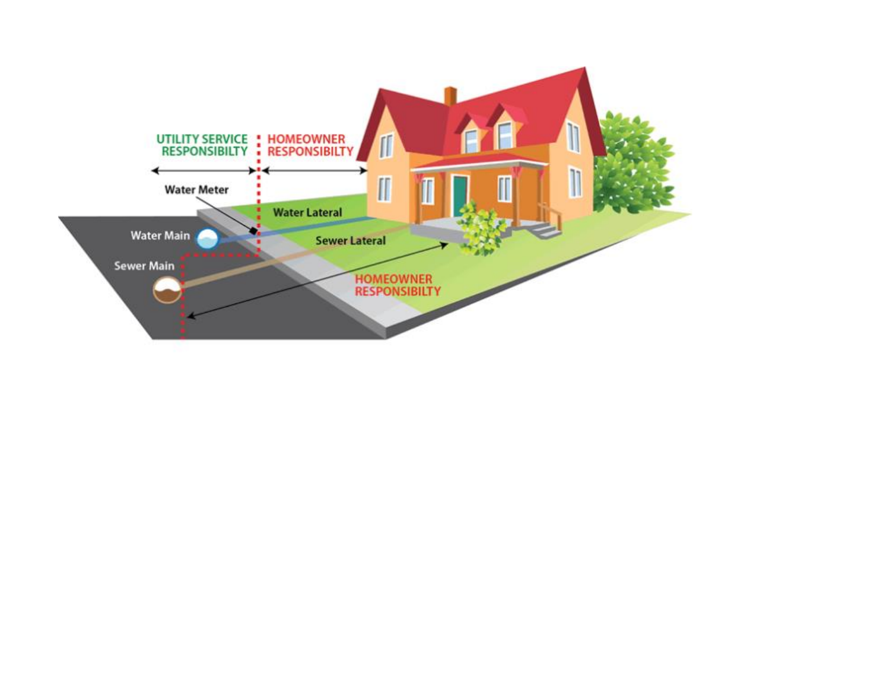UTILITY SERVICE RESPONSIBILTY

HOMEOWNER RESPONSIBILTY

Water Meter

Water Lateral

Water Main

Sewer Lateral

Sewer Main

HOMEOWNER RESPONSIBILTY